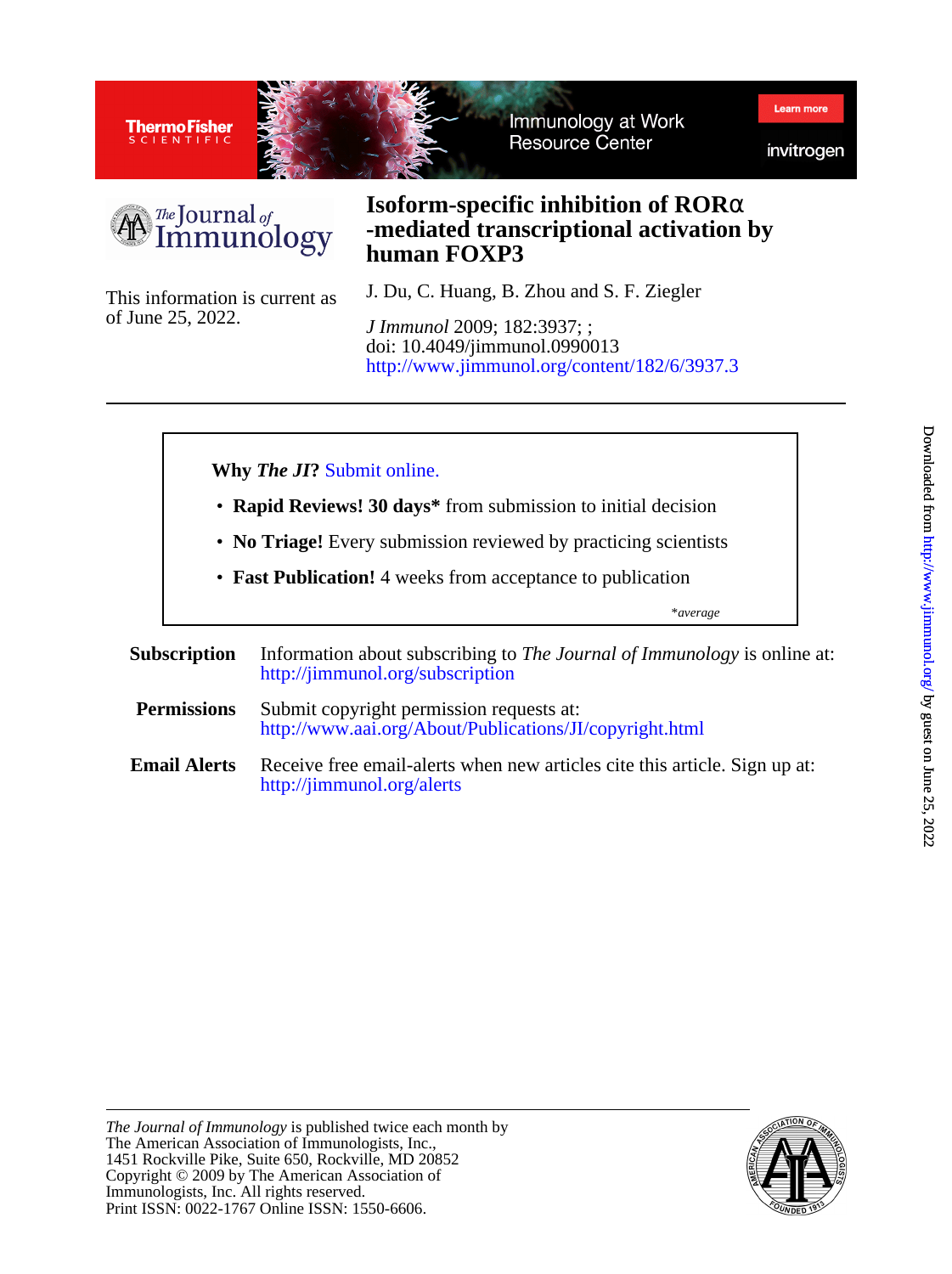# Isoform-specific inhibition of RORα -mediated transcriptional activation by human FOXP3

J. Du, C. Huang, B. Zhou and S. F. Ziegler

*J Immunol* 2009; 182:3937; ;
doi: 10.4049/jimmunol.0990013
http://www.jimmunol.org/content/182/6/3937.3

This information is current as of June 25, 2022.

---

**Why *The JI*?** Submit online.

- **Rapid Reviews! 30 days*** from submission to initial decision
- **No Triage!** Every submission reviewed by practicing scientists
- **Fast Publication!** 4 weeks from acceptance to publication

*\*average*

**Subscription** Information about subscribing to *The Journal of Immunology* is online at: http://jimmunol.org/subscription

**Permissions** Submit copyright permission requests at: http://www.aai.org/About/Publications/JI/copyright.html

**Email Alerts** Receive free email-alerts when new articles cite this article. Sign up at: http://jimmunol.org/alerts

---

*The Journal of Immunology* is published twice each month by
The American Association of Immunologists, Inc.,
1451 Rockville Pike, Suite 650, Rockville, MD 20852
Copyright © 2009 by The American Association of Immunologists, Inc. All rights reserved.
Print ISSN: 0022-1767 Online ISSN: 1550-6606.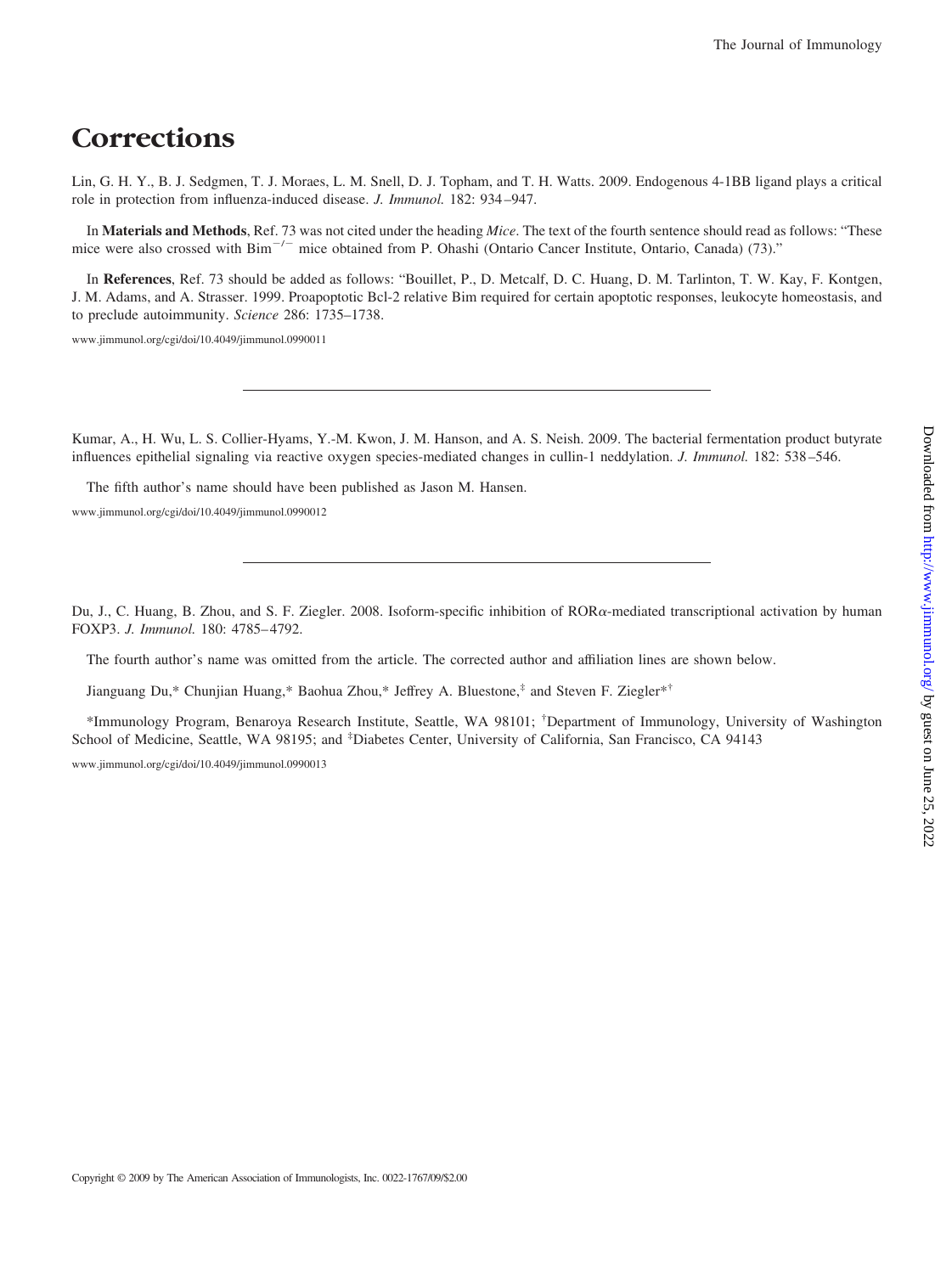# Corrections

Lin, G. H. Y., B. J. Sedgmen, T. J. Moraes, L. M. Snell, D. J. Topham, and T. H. Watts. 2009. Endogenous 4-1BB ligand plays a critical role in protection from influenza-induced disease. *J. Immunol.* 182: 934–947.

In **Materials and Methods**, Ref. 73 was not cited under the heading *Mice*. The text of the fourth sentence should read as follows: "These mice were also crossed with Bim$^{-/-}$ mice obtained from P. Ohashi (Ontario Cancer Institute, Ontario, Canada) (73)."

In **References**, Ref. 73 should be added as follows: "Bouillet, P., D. Metcalf, D. C. Huang, D. M. Tarlinton, T. W. Kay, F. Kontgen, J. M. Adams, and A. Strasser. 1999. Proapoptotic Bcl-2 relative Bim required for certain apoptotic responses, leukocyte homeostasis, and to preclude autoimmunity. *Science* 286: 1735–1738.

www.jimmunol.org/cgi/doi/10.4049/jimmunol.0990011

---

Kumar, A., H. Wu, L. S. Collier-Hyams, Y.-M. Kwon, J. M. Hanson, and A. S. Neish. 2009. The bacterial fermentation product butyrate influences epithelial signaling via reactive oxygen species-mediated changes in cullin-1 neddylation. *J. Immunol.* 182: 538–546.

The fifth author's name should have been published as Jason M. Hansen.

www.jimmunol.org/cgi/doi/10.4049/jimmunol.0990012

---

Du, J., C. Huang, B. Zhou, and S. F. Ziegler. 2008. Isoform-specific inhibition of RORα-mediated transcriptional activation by human FOXP3. *J. Immunol.* 180: 4785–4792.

The fourth author's name was omitted from the article. The corrected author and affiliation lines are shown below.

Jianguang Du,* Chunjian Huang,* Baohua Zhou,* Jeffrey A. Bluestone,‡ and Steven F. Ziegler*†

*Immunology Program, Benaroya Research Institute, Seattle, WA 98101; †Department of Immunology, University of Washington School of Medicine, Seattle, WA 98195; and ‡Diabetes Center, University of California, San Francisco, CA 94143

www.jimmunol.org/cgi/doi/10.4049/jimmunol.0990013

Copyright © 2009 by The American Association of Immunologists, Inc. 0022-1767/09/$2.00